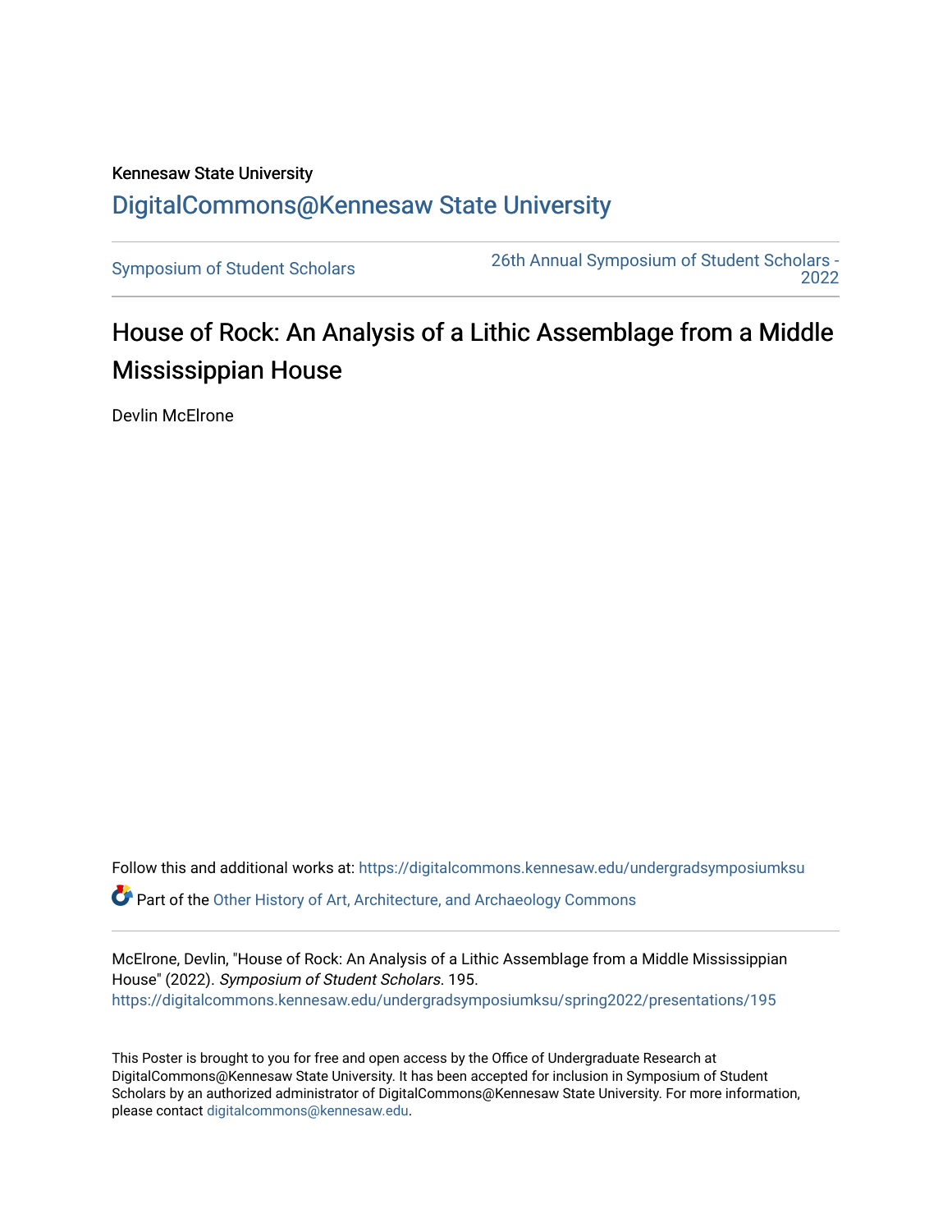Kennesaw State University

# DigitalCommons@Kennesaw State University

Symposium of Student Scholars | 26th Annual Symposium of Student Scholars - 2022

## House of Rock: An Analysis of a Lithic Assemblage from a Middle Mississippian House

Devlin McElrone

Follow this and additional works at: https://digitalcommons.kennesaw.edu/undergradsymposiumksu

Part of the Other History of Art, Architecture, and Archaeology Commons

McElrone, Devlin, "House of Rock: An Analysis of a Lithic Assemblage from a Middle Mississippian House" (2022). *Symposium of Student Scholars*. 195.
https://digitalcommons.kennesaw.edu/undergradsymposiumksu/spring2022/presentations/195

This Poster is brought to you for free and open access by the Office of Undergraduate Research at DigitalCommons@Kennesaw State University. It has been accepted for inclusion in Symposium of Student Scholars by an authorized administrator of DigitalCommons@Kennesaw State University. For more information, please contact digitalcommons@kennesaw.edu.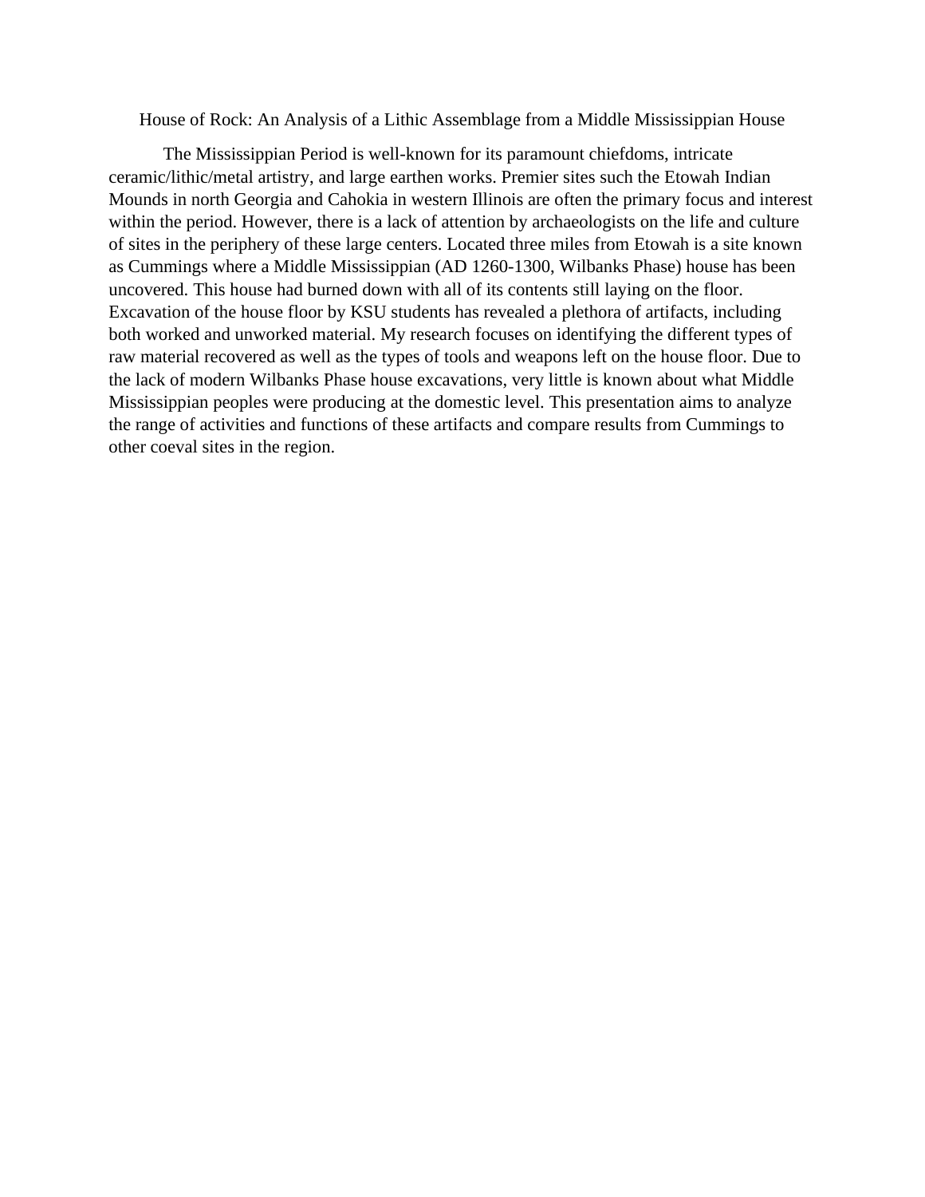# House of Rock: An Analysis of a Lithic Assemblage from a Middle Mississippian House

The Mississippian Period is well-known for its paramount chiefdoms, intricate ceramic/lithic/metal artistry, and large earthen works. Premier sites such the Etowah Indian Mounds in north Georgia and Cahokia in western Illinois are often the primary focus and interest within the period. However, there is a lack of attention by archaeologists on the life and culture of sites in the periphery of these large centers. Located three miles from Etowah is a site known as Cummings where a Middle Mississippian (AD 1260-1300, Wilbanks Phase) house has been uncovered. This house had burned down with all of its contents still laying on the floor. Excavation of the house floor by KSU students has revealed a plethora of artifacts, including both worked and unworked material. My research focuses on identifying the different types of raw material recovered as well as the types of tools and weapons left on the house floor. Due to the lack of modern Wilbanks Phase house excavations, very little is known about what Middle Mississippian peoples were producing at the domestic level. This presentation aims to analyze the range of activities and functions of these artifacts and compare results from Cummings to other coeval sites in the region.